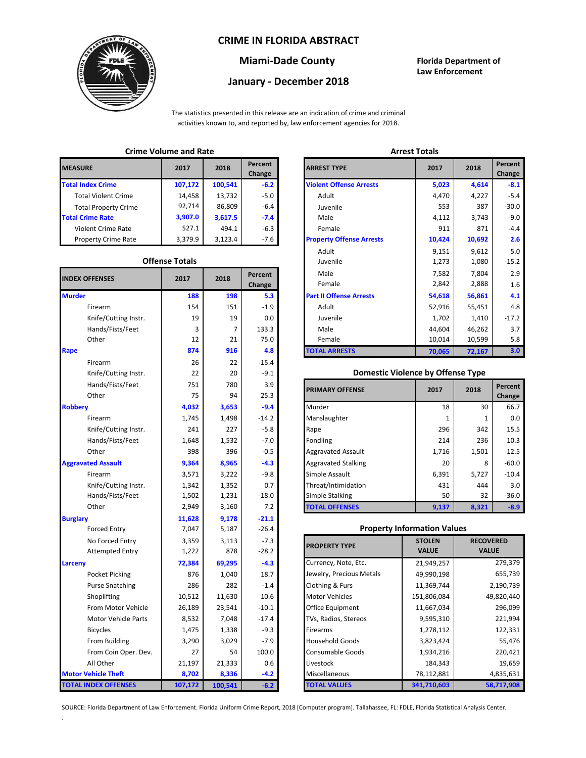# CRIME IN FLORIDA ABSTRACT

## Miami-Dade County

## January - December 2018

**Florida Department of Law Enforcement**

The statistics presented in this release are an indication of crime and criminal activities known to, and reported by, law enforcement agencies for 2018.

### Crime Volume and Rate

| MEASURE | 2017 | 2018 | Percent Change |
|---|---|---|---|
| **Total Index Crime** | **107,172** | **100,541** | **-6.2** |
| Total Violent Crime | 14,458 | 13,732 | -5.0 |
| Total Property Crime | 92,714 | 86,809 | -6.4 |
| **Total Crime Rate** | **3,907.0** | **3,617.5** | **-7.4** |
| Violent Crime Rate | 527.1 | 494.1 | -6.3 |
| Property Crime Rate | 3,379.9 | 3,123.4 | -7.6 |

### Offense Totals

| INDEX OFFENSES | 2017 | 2018 | Percent Change |
|---|---|---|---|
| **Murder** | **188** | **198** | **5.3** |
| Firearm | 154 | 151 | -1.9 |
| Knife/Cutting Instr. | 19 | 19 | 0.0 |
| Hands/Fists/Feet | 3 | 7 | 133.3 |
| Other | 12 | 21 | 75.0 |
| **Rape** | **874** | **916** | **4.8** |
| Firearm | 26 | 22 | -15.4 |
| Knife/Cutting Instr. | 22 | 20 | -9.1 |
| Hands/Fists/Feet | 751 | 780 | 3.9 |
| Other | 75 | 94 | 25.3 |
| **Robbery** | **4,032** | **3,653** | **-9.4** |
| Firearm | 1,745 | 1,498 | -14.2 |
| Knife/Cutting Instr. | 241 | 227 | -5.8 |
| Hands/Fists/Feet | 1,648 | 1,532 | -7.0 |
| Other | 398 | 396 | -0.5 |
| **Aggravated Assault** | **9,364** | **8,965** | **-4.3** |
| Firearm | 3,571 | 3,222 | -9.8 |
| Knife/Cutting Instr. | 1,342 | 1,352 | 0.7 |
| Hands/Fists/Feet | 1,502 | 1,231 | -18.0 |
| Other | 2,949 | 3,160 | 7.2 |
| **Burglary** | **11,628** | **9,178** | **-21.1** |
| Forced Entry | 7,047 | 5,187 | -26.4 |
| No Forced Entry | 3,359 | 3,113 | -7.3 |
| Attempted Entry | 1,222 | 878 | -28.2 |
| **Larceny** | **72,384** | **69,295** | **-4.3** |
| Pocket Picking | 876 | 1,040 | 18.7 |
| Purse Snatching | 286 | 282 | -1.4 |
| Shoplifting | 10,512 | 11,630 | 10.6 |
| From Motor Vehicle | 26,189 | 23,541 | -10.1 |
| Motor Vehicle Parts | 8,532 | 7,048 | -17.4 |
| Bicycles | 1,475 | 1,338 | -9.3 |
| From Building | 3,290 | 3,029 | -7.9 |
| From Coin Oper. Dev. | 27 | 54 | 100.0 |
| All Other | 21,197 | 21,333 | 0.6 |
| **Motor Vehicle Theft** | **8,702** | **8,336** | **-4.2** |
| **TOTAL INDEX OFFENSES** | **107,172** | **100,541** | **-6.2** |

### Arrest Totals

| ARREST TYPE | 2017 | 2018 | Percent Change |
|---|---|---|---|
| **Violent Offense Arrests** | **5,023** | **4,614** | **-8.1** |
| Adult | 4,470 | 4,227 | -5.4 |
| Juvenile | 553 | 387 | -30.0 |
| Male | 4,112 | 3,743 | -9.0 |
| Female | 911 | 871 | -4.4 |
| **Property Offense Arrests** | **10,424** | **10,692** | **2.6** |
| Adult | 9,151 | 9,612 | 5.0 |
| Juvenile | 1,273 | 1,080 | -15.2 |
| Male | 7,582 | 7,804 | 2.9 |
| Female | 2,842 | 2,888 | 1.6 |
| **Part II Offense Arrests** | **54,618** | **56,861** | **4.1** |
| Adult | 52,916 | 55,451 | 4.8 |
| Juvenile | 1,702 | 1,410 | -17.2 |
| Male | 44,604 | 46,262 | 3.7 |
| Female | 10,014 | 10,599 | 5.8 |
| **TOTAL ARRESTS** | **70,065** | **72,167** | **3.0** |

### Domestic Violence by Offense Type

| PRIMARY OFFENSE | 2017 | 2018 | Percent Change |
|---|---|---|---|
| Murder | 18 | 30 | 66.7 |
| Manslaughter | 1 | 1 | 0.0 |
| Rape | 296 | 342 | 15.5 |
| Fondling | 214 | 236 | 10.3 |
| Aggravated Assault | 1,716 | 1,501 | -12.5 |
| Aggravated Stalking | 20 | 8 | -60.0 |
| Simple Assault | 6,391 | 5,727 | -10.4 |
| Threat/Intimidation | 431 | 444 | 3.0 |
| Simple Stalking | 50 | 32 | -36.0 |
| **TOTAL OFFENSES** | **9,137** | **8,321** | **-8.9** |

### Property Information Values

| PROPERTY TYPE | STOLEN VALUE | RECOVERED VALUE |
|---|---|---|
| Currency, Note, Etc. | 21,949,257 | 279,379 |
| Jewelry, Precious Metals | 49,990,198 | 655,739 |
| Clothing & Furs | 11,369,744 | 2,190,739 |
| Motor Vehicles | 151,806,084 | 49,820,440 |
| Office Equipment | 11,667,034 | 296,099 |
| TVs, Radios, Stereos | 9,595,310 | 221,994 |
| Firearms | 1,278,112 | 122,331 |
| Household Goods | 3,823,424 | 55,476 |
| Consumable Goods | 1,934,216 | 220,421 |
| Livestock | 184,343 | 19,659 |
| Miscellaneous | 78,112,881 | 4,835,631 |
| **TOTAL VALUES** | **341,710,603** | **58,717,908** |

SOURCE: Florida Department of Law Enforcement. Florida Uniform Crime Report, 2018 [Computer program]. Tallahassee, FL: FDLE, Florida Statistical Analysis Center.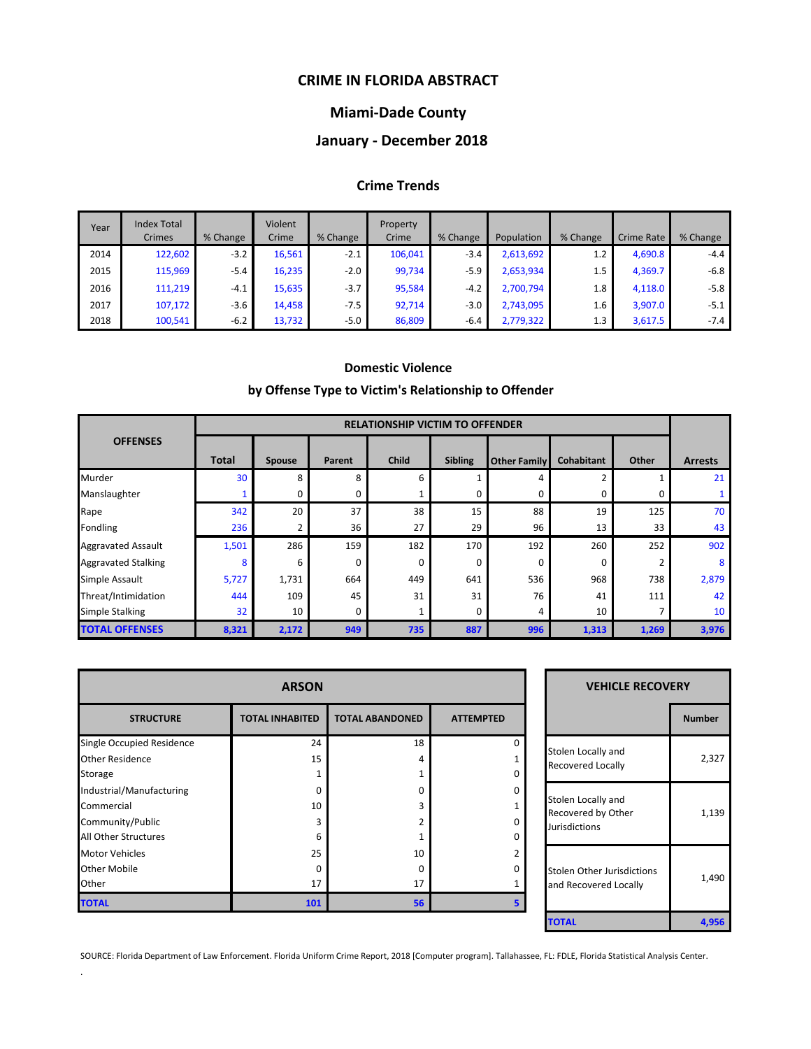# CRIME IN FLORIDA ABSTRACT

## Miami-Dade County

## January - December 2018

### Crime Trends

| Year | Index Total Crimes | % Change | Violent Crime | % Change | Property Crime | % Change | Population | % Change | Crime Rate | % Change |
|---|---|---|---|---|---|---|---|---|---|---|
| 2014 | 122,602 | -3.2 | 16,561 | -2.1 | 106,041 | -3.4 | 2,613,692 | 1.2 | 4,690.8 | -4.4 |
| 2015 | 115,969 | -5.4 | 16,235 | -2.0 | 99,734 | -5.9 | 2,653,934 | 1.5 | 4,369.7 | -6.8 |
| 2016 | 111,219 | -4.1 | 15,635 | -3.7 | 95,584 | -4.2 | 2,700,794 | 1.8 | 4,118.0 | -5.8 |
| 2017 | 107,172 | -3.6 | 14,458 | -7.5 | 92,714 | -3.0 | 2,743,095 | 1.6 | 3,907.0 | -5.1 |
| 2018 | 100,541 | -6.2 | 13,732 | -5.0 | 86,809 | -6.4 | 2,779,322 | 1.3 | 3,617.5 | -7.4 |

### Domestic Violence

### by Offense Type to Victim's Relationship to Offender

| OFFENSES | RELATIONSHIP VICTIM TO OFFENDER | | | | | | | | |
|---|---|---|---|---|---|---|---|---|---|
| | Total | Spouse | Parent | Child | Sibling | Other Family | Cohabitant | Other | Arrests |
| Murder | 30 | 8 | 8 | 6 | 1 | 4 | 2 | 1 | 21 |
| Manslaughter | 1 | 0 | 0 | 1 | 0 | 0 | 0 | 0 | 1 |
| Rape | 342 | 20 | 37 | 38 | 15 | 88 | 19 | 125 | 70 |
| Fondling | 236 | 2 | 36 | 27 | 29 | 96 | 13 | 33 | 43 |
| Aggravated Assault | 1,501 | 286 | 159 | 182 | 170 | 192 | 260 | 252 | 902 |
| Aggravated Stalking | 8 | 6 | 0 | 0 | 0 | 0 | 0 | 2 | 8 |
| Simple Assault | 5,727 | 1,731 | 664 | 449 | 641 | 536 | 968 | 738 | 2,879 |
| Threat/Intimidation | 444 | 109 | 45 | 31 | 31 | 76 | 41 | 111 | 42 |
| Simple Stalking | 32 | 10 | 0 | 1 | 0 | 4 | 10 | 7 | 10 |
| **TOTAL OFFENSES** | **8,321** | **2,172** | **949** | **735** | **887** | **996** | **1,313** | **1,269** | **3,976** |

| ARSON | | | |
|---|---|---|---|
| STRUCTURE | TOTAL INHABITED | TOTAL ABANDONED | ATTEMPTED |
| Single Occupied Residence | 24 | 18 | 0 |
| Other Residence | 15 | 4 | 1 |
| Storage | 1 | 1 | 0 |
| Industrial/Manufacturing | 0 | 0 | 0 |
| Commercial | 10 | 3 | 1 |
| Community/Public | 3 | 2 | 0 |
| All Other Structures | 6 | 1 | 0 |
| Motor Vehicles | 25 | 10 | 2 |
| Other Mobile | 0 | 0 | 0 |
| Other | 17 | 17 | 1 |
| **TOTAL** | **101** | **56** | **5** |

| VEHICLE RECOVERY | |
|---|---|
| | Number |
| Stolen Locally and Recovered Locally | 2,327 |
| Stolen Locally and Recovered by Other Jurisdictions | 1,139 |
| Stolen Other Jurisdictions and Recovered Locally | 1,490 |
| **TOTAL** | **4,956** |

SOURCE: Florida Department of Law Enforcement. Florida Uniform Crime Report, 2018 [Computer program]. Tallahassee, FL: FDLE, Florida Statistical Analysis Center.